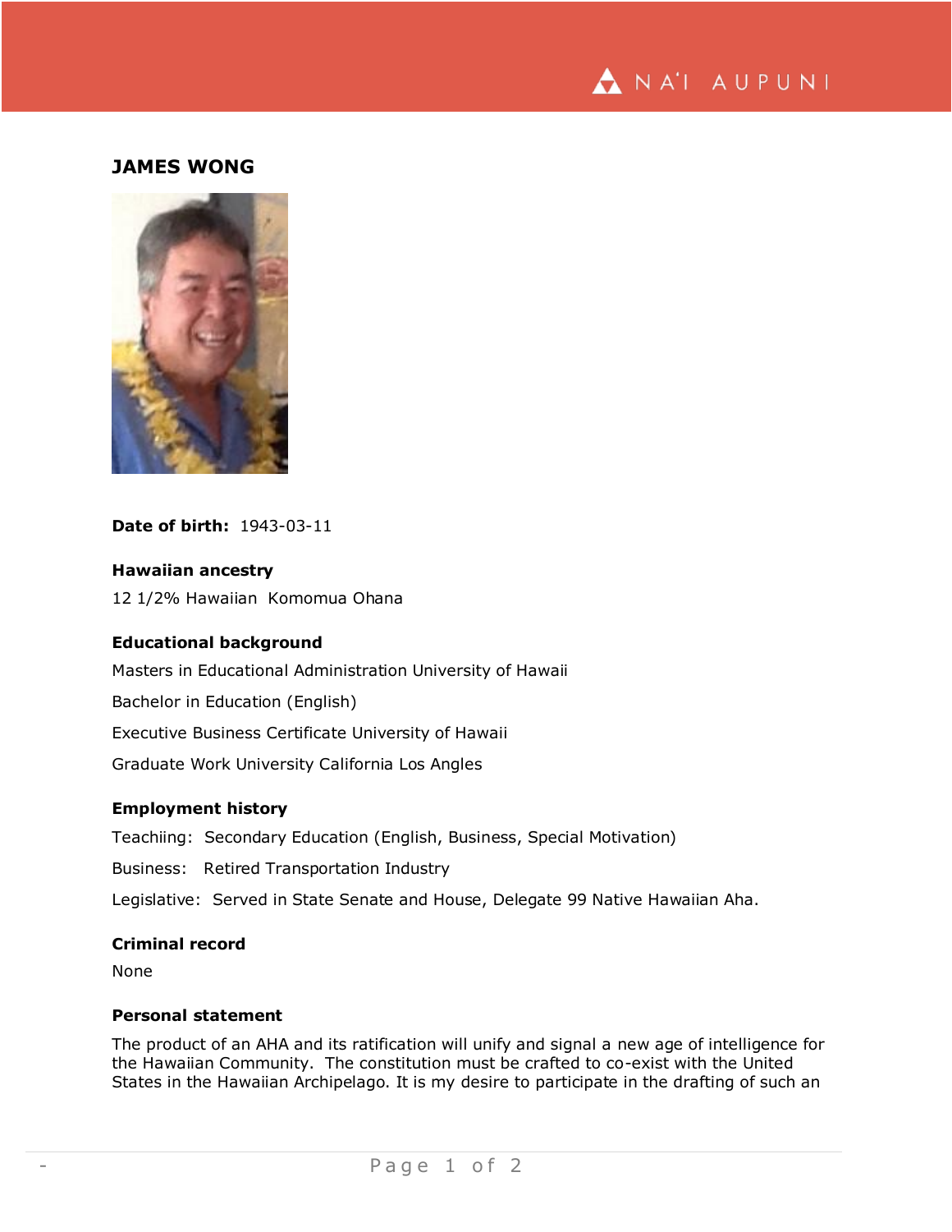## JAMES WONG

**Date of birth:** 1943-03-11

### Hawaiian ancestry

12 1/2% Hawaiian  Komomua Ohana

### Educational background

Masters in Educational Administration University of Hawaii

Bachelor in Education (English)

Executive Business Certificate University of Hawaii

Graduate Work University California Los Angles

### Employment history

Teachiing:  Secondary Education (English, Business, Special Motivation)

Business:   Retired Transportation Industry

Legislative:  Served in State Senate and House, Delegate 99 Native Hawaiian Aha.

### Criminal record

None

### Personal statement

The product of an AHA and its ratification will unify and signal a new age of intelligence for the Hawaiian Community.  The constitution must be crafted to co-exist with the United States in the Hawaiian Archipelago. It is my desire to participate in the drafting of such an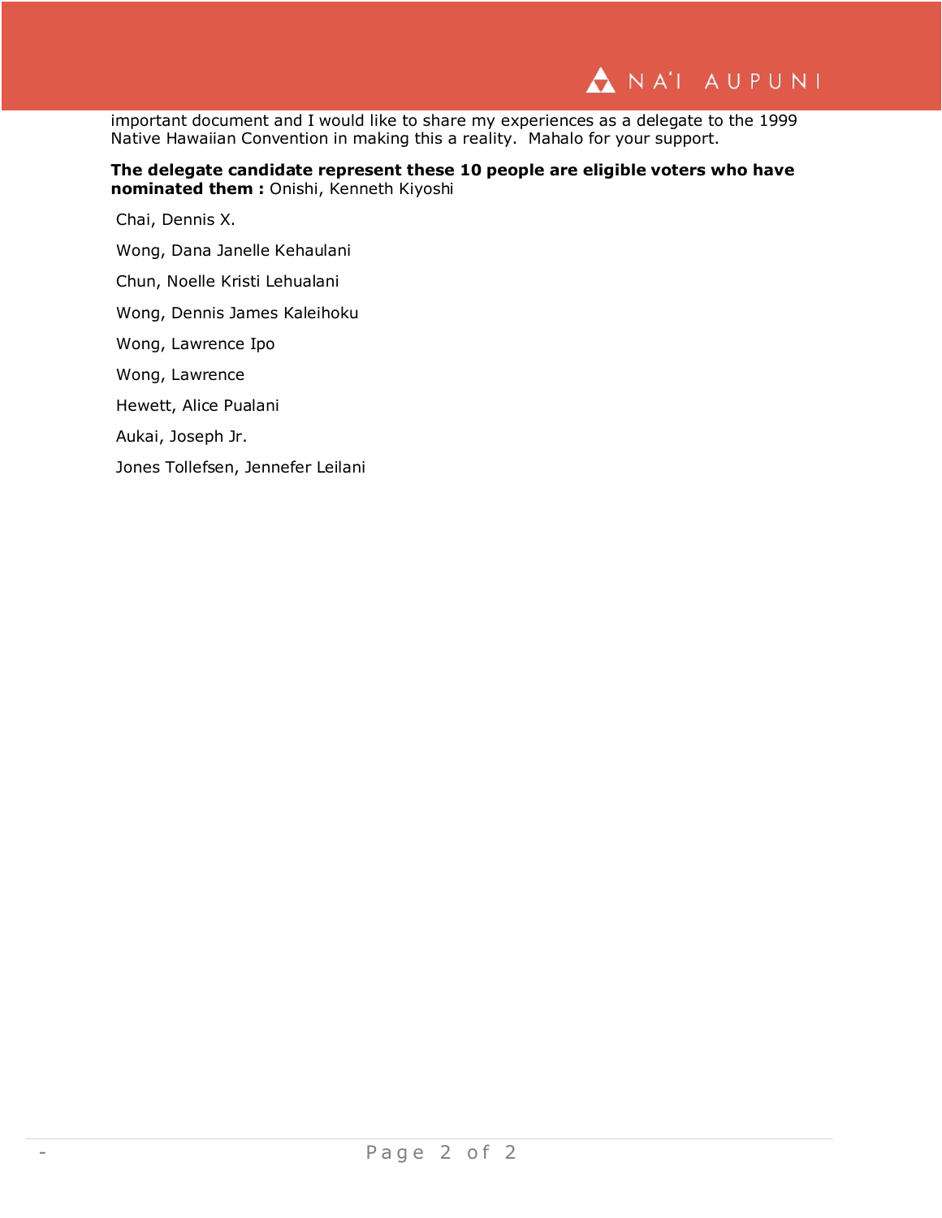important document and I would like to share my experiences as a delegate to the 1999 Native Hawaiian Convention in making this a reality.  Mahalo for your support.

**The delegate candidate represent these 10 people are eligible voters who have nominated them :** Onishi, Kenneth Kiyoshi

Chai, Dennis X.

Wong, Dana Janelle Kehaulani

Chun, Noelle Kristi Lehualani

Wong, Dennis James Kaleihoku

Wong, Lawrence Ipo

Wong, Lawrence

Hewett, Alice Pualani

Aukai, Joseph Jr.

Jones Tollefsen, Jennefer Leilani